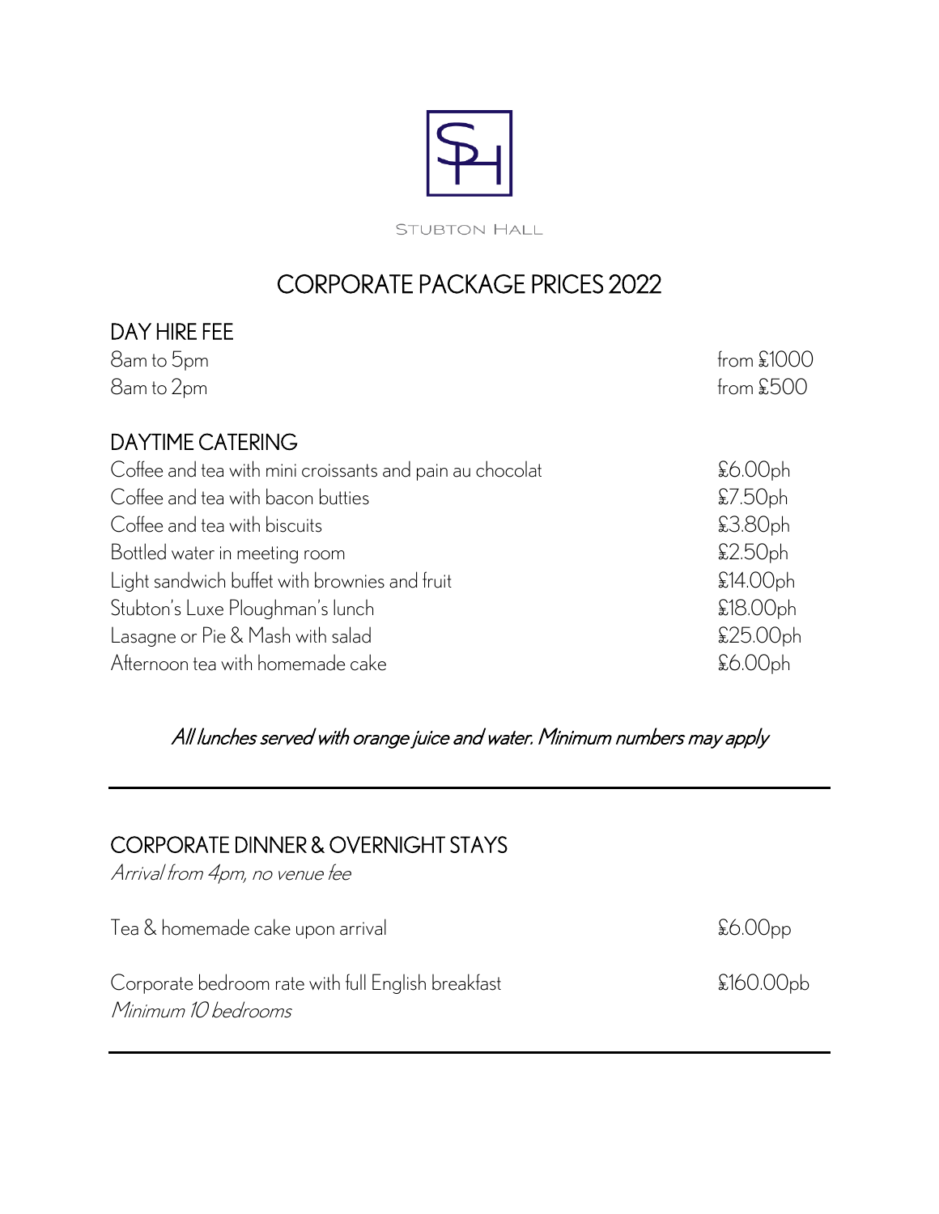STUBTON HALL

# CORPORATE PACKAGE PRICES 2022

## DAY HIRE FEE

| | |
|---|---|
| 8am to 5pm | from £1000 |
| 8am to 2pm | from £500 |

## DAYTIME CATERING

| | |
|---|---|
| Coffee and tea with mini croissants and pain au chocolat | £6.00ph |
| Coffee and tea with bacon butties | £7.50ph |
| Coffee and tea with biscuits | £3.80ph |
| Bottled water in meeting room | £2.50ph |
| Light sandwich buffet with brownies and fruit | £14.00ph |
| Stubton's Luxe Ploughman's lunch | £18.00ph |
| Lasagne or Pie & Mash with salad | £25.00ph |
| Afternoon tea with homemade cake | £6.00ph |

*All lunches served with orange juice and water. Minimum numbers may apply*

---

## CORPORATE DINNER & OVERNIGHT STAYS

*Arrival from 4pm, no venue fee*

| | |
|---|---|
| Tea & homemade cake upon arrival | £6.00pp |
| Corporate bedroom rate with full English breakfast<br>*Minimum 10 bedrooms* | £160.00pb |

---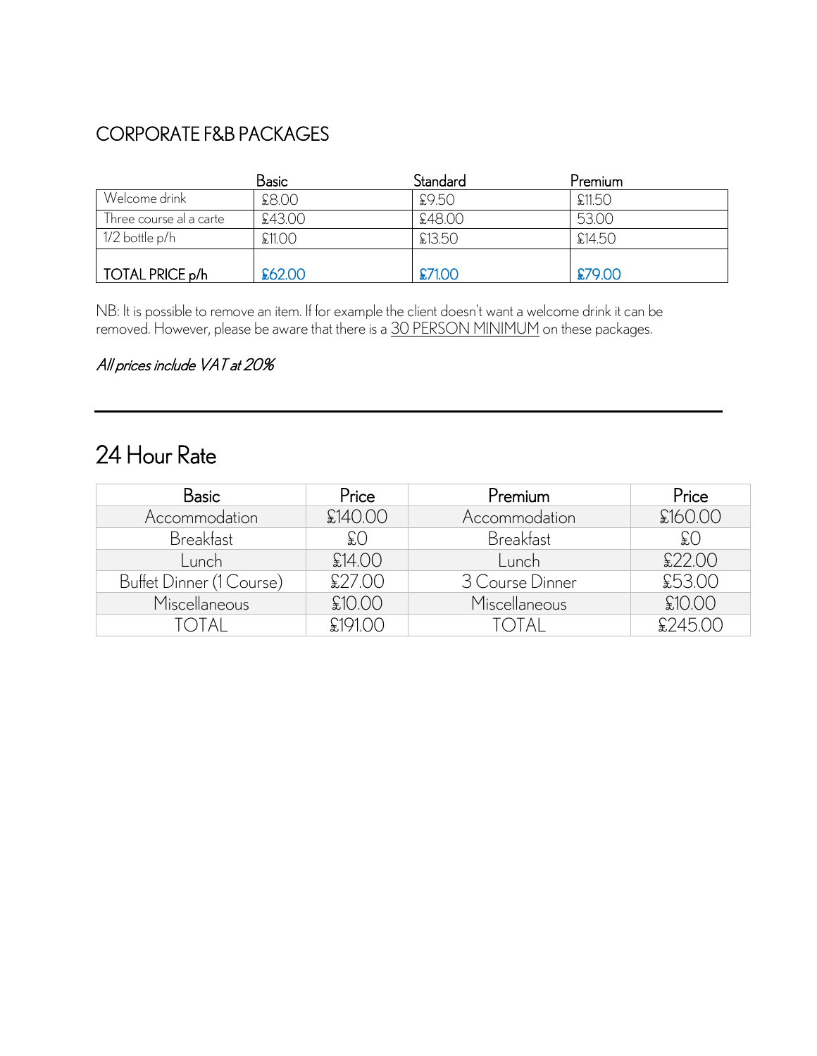## CORPORATE F&B PACKAGES

| | Basic | Standard | Premium |
|---|---|---|---|
| Welcome drink | £8.00 | £9.50 | £11.50 |
| Three course al a carte | £43.00 | £48.00 | 53.00 |
| 1/2 bottle p/h | £11.00 | £13.50 | £14.50 |
| TOTAL PRICE p/h | £62.00 | £71.00 | £79.00 |

NB: It is possible to remove an item. If for example the client doesn't want a welcome drink it can be removed. However, please be aware that there is a 30 PERSON MINIMUM on these packages.

*All prices include VAT at 20%*

---

# 24 Hour Rate

| Basic | Price | Premium | Price |
|---|---|---|---|
| Accommodation | £140.00 | Accommodation | £160.00 |
| Breakfast | £0 | Breakfast | £0 |
| Lunch | £14.00 | Lunch | £22.00 |
| Buffet Dinner (1 Course) | £27.00 | 3 Course Dinner | £53.00 |
| Miscellaneous | £10.00 | Miscellaneous | £10.00 |
| TOTAL | £191.00 | TOTAL | £245.00 |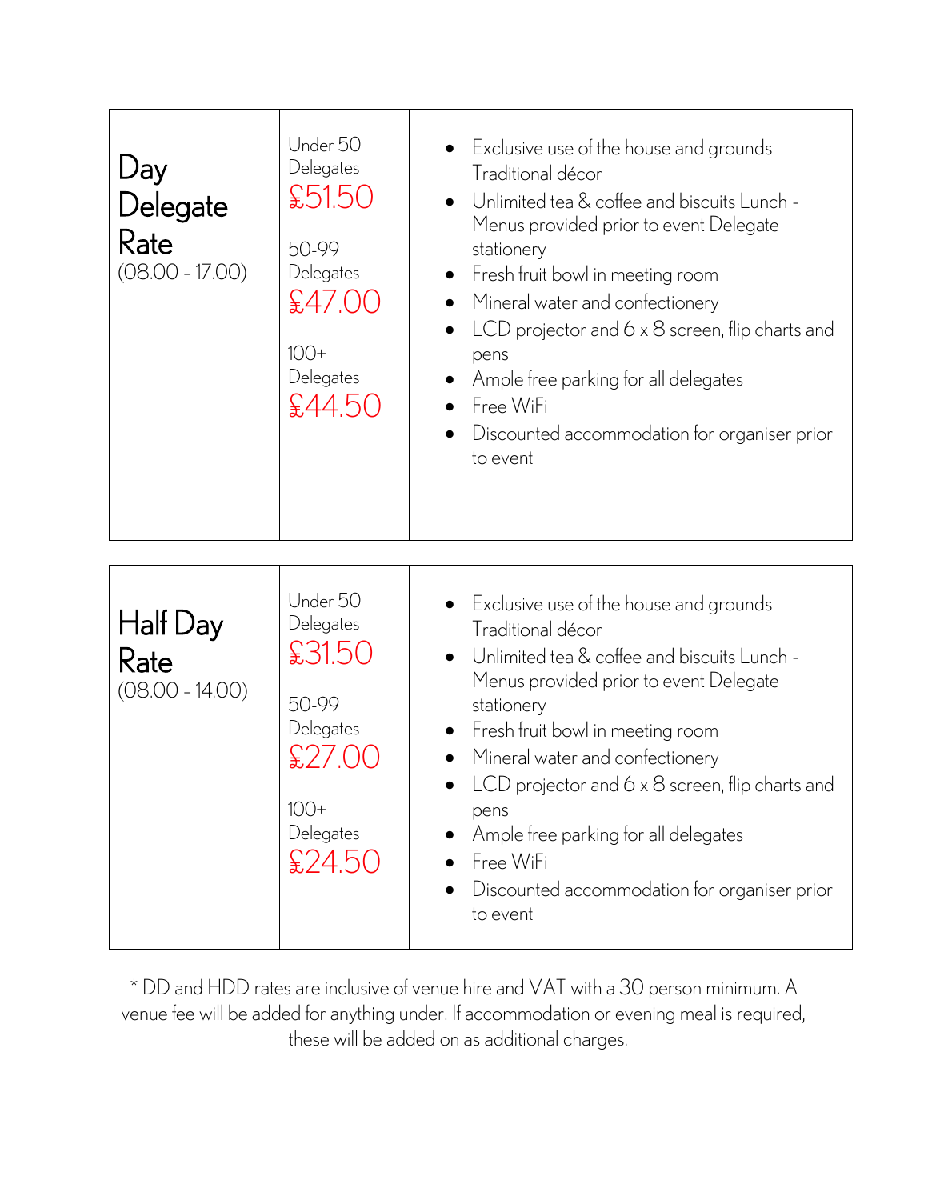| | | |
|---|---|---|
| **Day Delegate Rate** (08.00 - 17.00) | Under 50 Delegates £51.50<br><br>50-99 Delegates £47.00<br><br>100+ Delegates £44.50 | • Exclusive use of the house and grounds Traditional décor<br>• Unlimited tea & coffee and biscuits Lunch - Menus provided prior to event Delegate stationery<br>• Fresh fruit bowl in meeting room<br>• Mineral water and confectionery<br>• LCD projector and 6 x 8 screen, flip charts and pens<br>• Ample free parking for all delegates<br>• Free WiFi<br>• Discounted accommodation for organiser prior to event |

| | | |
|---|---|---|
| **Half Day Rate** (08.00 - 14.00) | Under 50 Delegates £31.50<br><br>50-99 Delegates £27.00<br><br>100+ Delegates £24.50 | • Exclusive use of the house and grounds Traditional décor<br>• Unlimited tea & coffee and biscuits Lunch - Menus provided prior to event Delegate stationery<br>• Fresh fruit bowl in meeting room<br>• Mineral water and confectionery<br>• LCD projector and 6 x 8 screen, flip charts and pens<br>• Ample free parking for all delegates<br>• Free WiFi<br>• Discounted accommodation for organiser prior to event |

* DD and HDD rates are inclusive of venue hire and VAT with a 30 person minimum. A venue fee will be added for anything under. If accommodation or evening meal is required, these will be added on as additional charges.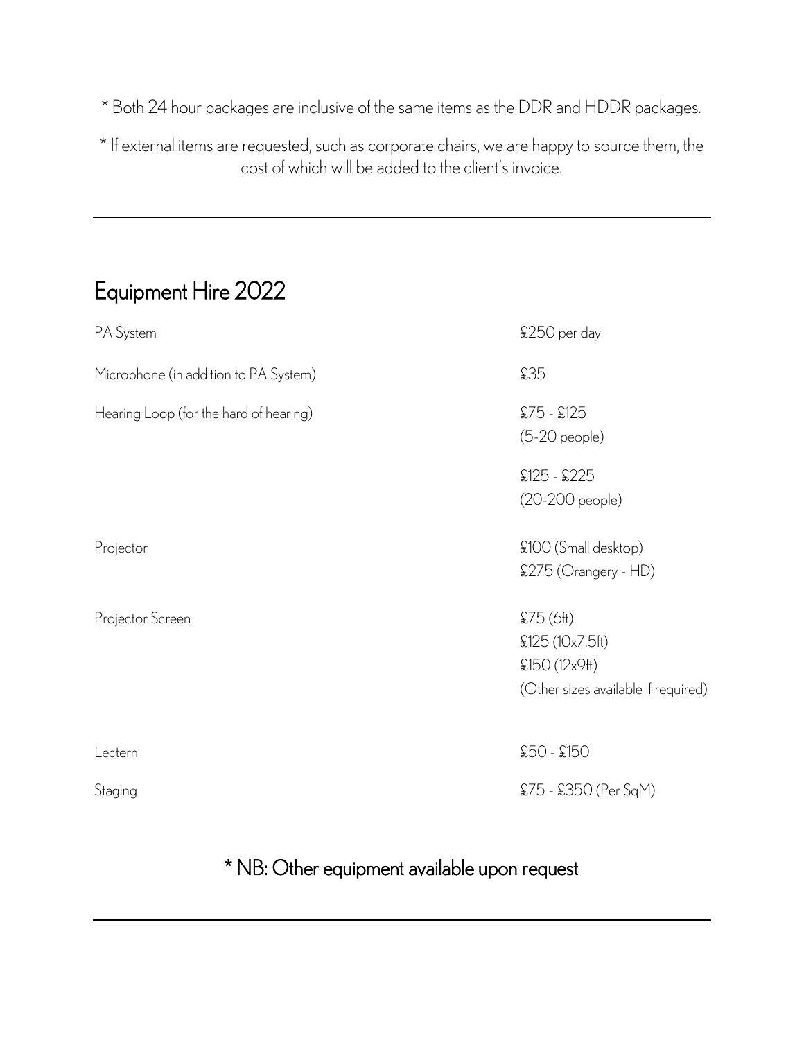* Both 24 hour packages are inclusive of the same items as the DDR and HDDR packages.

* If external items are requested, such as corporate chairs, we are happy to source them, the cost of which will be added to the client's invoice.

---

## Equipment Hire 2022

| | |
|---|---|
| PA System | £250 per day |
| Microphone (in addition to PA System) | £35 |
| Hearing Loop (for the hard of hearing) | £75 - £125 (5-20 people)<br>£125 - £225 (20-200 people) |
| Projector | £100 (Small desktop)<br>£275 (Orangery - HD) |
| Projector Screen | £75 (6ft)<br>£125 (10x7.5ft)<br>£150 (12x9ft)<br>(Other sizes available if required) |
| Lectern | £50 - £150 |
| Staging | £75 - £350 (Per SqM) |

### * NB: Other equipment available upon request

---